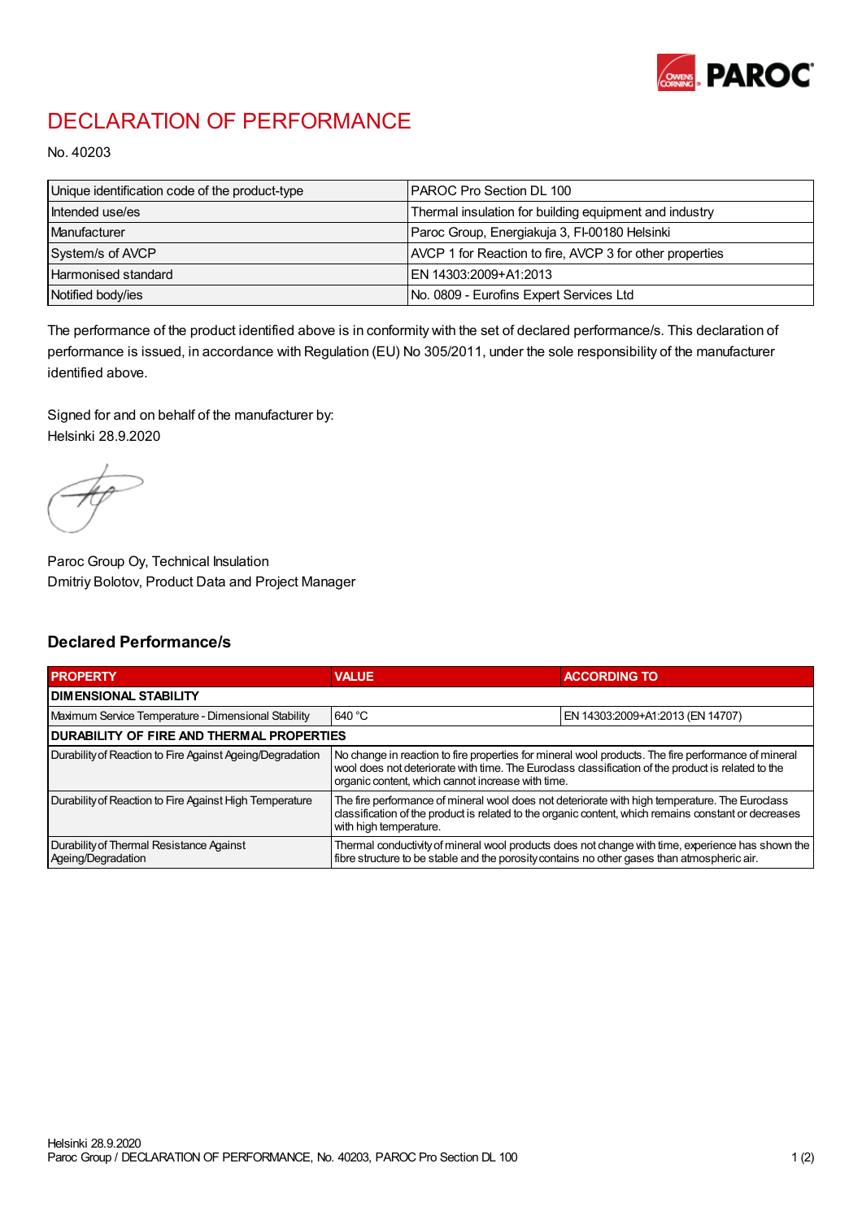# DECLARATION OF PERFORMANCE

No. 40203

| Unique identification code of the product-type | PAROC Pro Section DL 100 |
|---|---|
| Intended use/es | Thermal insulation for building equipment and industry |
| Manufacturer | Paroc Group, Energiakuja 3, FI-00180 Helsinki |
| System/s of AVCP | AVCP 1 for Reaction to fire, AVCP 3 for other properties |
| Harmonised standard | EN 14303:2009+A1:2013 |
| Notified body/ies | No. 0809 - Eurofins Expert Services Ltd |

The performance of the product identified above is in conformity with the set of declared performance/s. This declaration of performance is issued, in accordance with Regulation (EU) No 305/2011, under the sole responsibility of the manufacturer identified above.

Signed for and on behalf of the manufacturer by:
Helsinki 28.9.2020

Paroc Group Oy, Technical Insulation
Dmitriy Bolotov, Product Data and Project Manager

## Declared Performance/s

| PROPERTY | VALUE | ACCORDING TO |
|---|---|---|
| **DIMENSIONAL STABILITY** | | |
| Maximum Service Temperature - Dimensional Stability | 640 °C | EN 14303:2009+A1:2013 (EN 14707) |
| **DURABILITY OF FIRE AND THERMAL PROPERTIES** | | |
| Durability of Reaction to Fire Against Ageing/Degradation | No change in reaction to fire properties for mineral wool products. The fire performance of mineral wool does not deteriorate with time. The Euroclass classification of the product is related to the organic content, which cannot increase with time. | |
| Durability of Reaction to Fire Against High Temperature | The fire performance of mineral wool does not deteriorate with high temperature. The Euroclass classification of the product is related to the organic content, which remains constant or decreases with high temperature. | |
| Durability of Thermal Resistance Against Ageing/Degradation | Thermal conductivity of mineral wool products does not change with time, experience has shown the fibre structure to be stable and the porosity contains no other gases than atmospheric air. | |

Helsinki 28.9.2020
Paroc Group / DECLARATION OF PERFORMANCE, No. 40203, PAROC Pro Section DL 100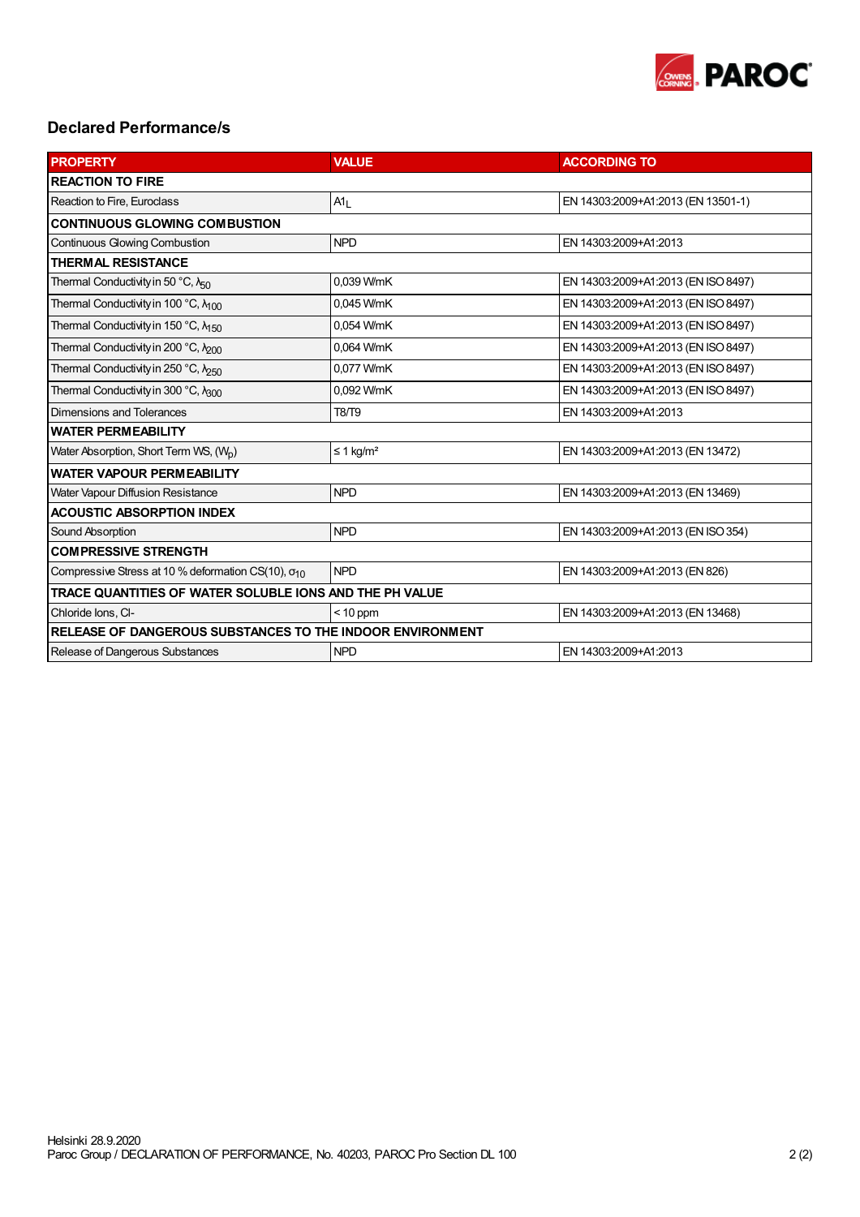## Declared Performance/s

| PROPERTY | VALUE | ACCORDING TO |
|---|---|---|
| **REACTION TO FIRE** | | |
| Reaction to Fire, Euroclass | $A1_L$ | EN 14303:2009+A1:2013 (EN 13501-1) |
| **CONTINUOUS GLOWING COMBUSTION** | | |
| Continuous Glowing Combustion | NPD | EN 14303:2009+A1:2013 |
| **THERMAL RESISTANCE** | | |
| Thermal Conductivity in 50 °C, $\lambda_{50}$ | 0,039 W/mK | EN 14303:2009+A1:2013 (EN ISO 8497) |
| Thermal Conductivity in 100 °C, $\lambda_{100}$ | 0,045 W/mK | EN 14303:2009+A1:2013 (EN ISO 8497) |
| Thermal Conductivity in 150 °C, $\lambda_{150}$ | 0,054 W/mK | EN 14303:2009+A1:2013 (EN ISO 8497) |
| Thermal Conductivity in 200 °C, $\lambda_{200}$ | 0,064 W/mK | EN 14303:2009+A1:2013 (EN ISO 8497) |
| Thermal Conductivity in 250 °C, $\lambda_{250}$ | 0,077 W/mK | EN 14303:2009+A1:2013 (EN ISO 8497) |
| Thermal Conductivity in 300 °C, $\lambda_{300}$ | 0,092 W/mK | EN 14303:2009+A1:2013 (EN ISO 8497) |
| Dimensions and Tolerances | T8/T9 | EN 14303:2009+A1:2013 |
| **WATER PERMEABILITY** | | |
| Water Absorption, Short Term WS, ($W_p$) | ≤ 1 kg/m² | EN 14303:2009+A1:2013 (EN 13472) |
| **WATER VAPOUR PERMEABILITY** | | |
| Water Vapour Diffusion Resistance | NPD | EN 14303:2009+A1:2013 (EN 13469) |
| **ACOUSTIC ABSORPTION INDEX** | | |
| Sound Absorption | NPD | EN 14303:2009+A1:2013 (EN ISO 354) |
| **COMPRESSIVE STRENGTH** | | |
| Compressive Stress at 10 % deformation CS(10), $\sigma_{10}$ | NPD | EN 14303:2009+A1:2013 (EN 826) |
| **TRACE QUANTITIES OF WATER SOLUBLE IONS AND THE PH VALUE** | | |
| Chloride Ions, Cl- | < 10 ppm | EN 14303:2009+A1:2013 (EN 13468) |
| **RELEASE OF DANGEROUS SUBSTANCES TO THE INDOOR ENVIRONMENT** | | |
| Release of Dangerous Substances | NPD | EN 14303:2009+A1:2013 |

Helsinki 28.9.2020
Paroc Group / DECLARATION OF PERFORMANCE, No. 40203, PAROC Pro Section DL 100